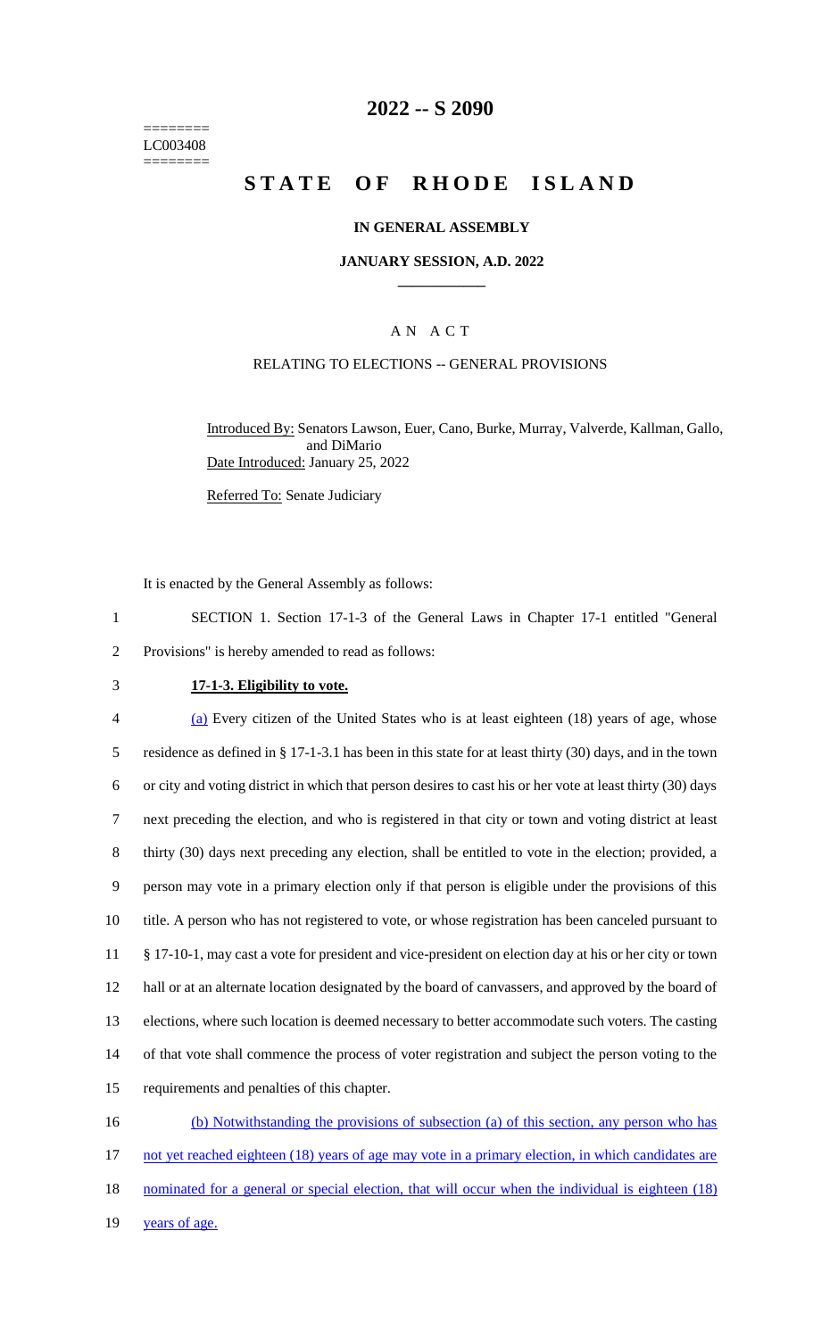========
LC003408
========

# 2022 -- S 2090

# STATE OF RHODE ISLAND

### IN GENERAL ASSEMBLY

### JANUARY SESSION, A.D. 2022

## A N A C T

### RELATING TO ELECTIONS -- GENERAL PROVISIONS

Introduced By: Senators Lawson, Euer, Cano, Burke, Murray, Valverde, Kallman, Gallo, and DiMario
Date Introduced: January 25, 2022

Referred To: Senate Judiciary

It is enacted by the General Assembly as follows:

1 SECTION 1. Section 17-1-3 of the General Laws in Chapter 17-1 entitled "General
2 Provisions" is hereby amended to read as follows:

3 **17-1-3. Eligibility to vote.**

4 (a) Every citizen of the United States who is at least eighteen (18) years of age, whose
5 residence as defined in § 17-1-3.1 has been in this state for at least thirty (30) days, and in the town
6 or city and voting district in which that person desires to cast his or her vote at least thirty (30) days
7 next preceding the election, and who is registered in that city or town and voting district at least
8 thirty (30) days next preceding any election, shall be entitled to vote in the election; provided, a
9 person may vote in a primary election only if that person is eligible under the provisions of this
10 title. A person who has not registered to vote, or whose registration has been canceled pursuant to
11 § 17-10-1, may cast a vote for president and vice-president on election day at his or her city or town
12 hall or at an alternate location designated by the board of canvassers, and approved by the board of
13 elections, where such location is deemed necessary to better accommodate such voters. The casting
14 of that vote shall commence the process of voter registration and subject the person voting to the
15 requirements and penalties of this chapter.

16 (b) Notwithstanding the provisions of subsection (a) of this section, any person who has
17 not yet reached eighteen (18) years of age may vote in a primary election, in which candidates are
18 nominated for a general or special election, that will occur when the individual is eighteen (18)
19 years of age.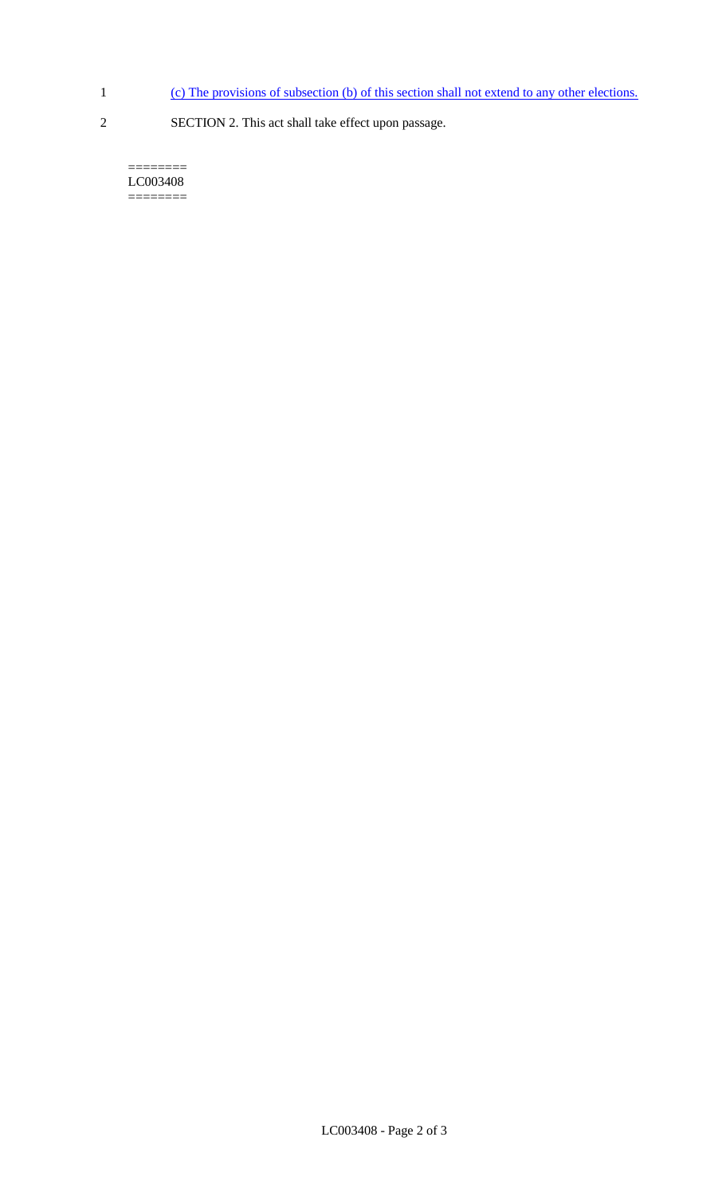1 (c) The provisions of subsection (b) of this section shall not extend to any other elections.

2 SECTION 2. This act shall take effect upon passage.

========
LC003408
========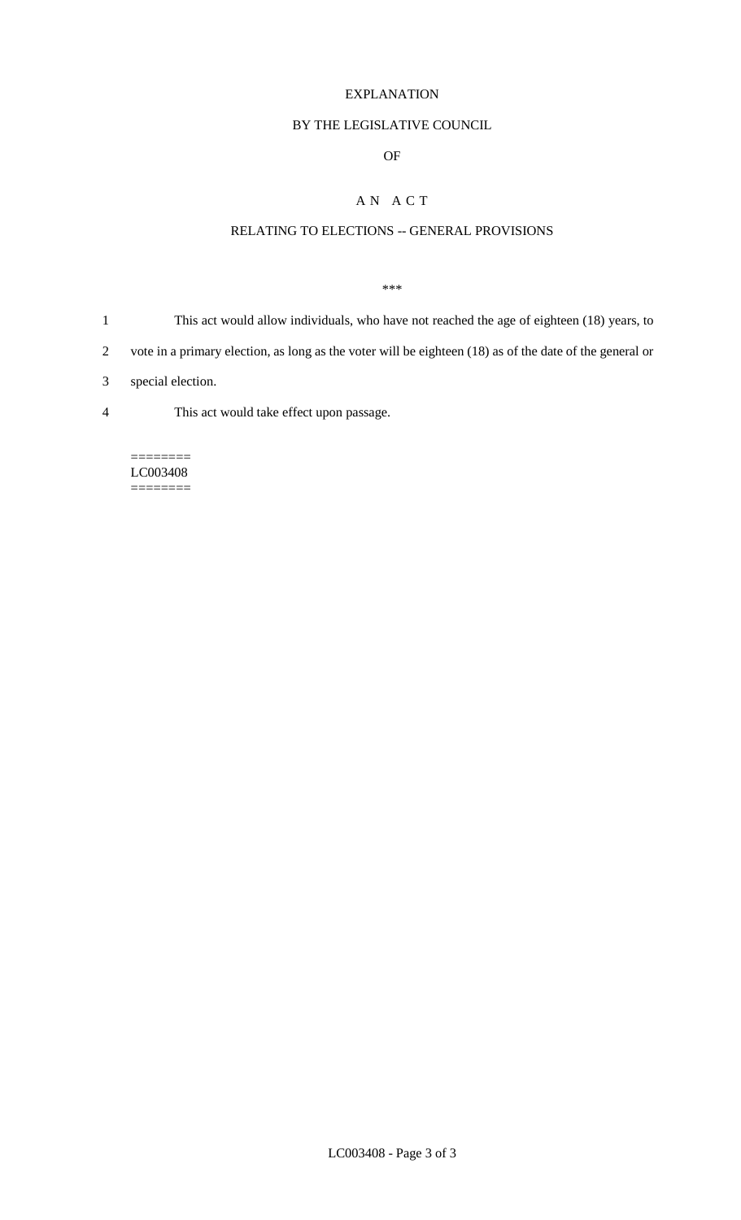EXPLANATION

BY THE LEGISLATIVE COUNCIL

OF

A N A C T

RELATING TO ELECTIONS -- GENERAL PROVISIONS

\*\*\*

This act would allow individuals, who have not reached the age of eighteen (18) years, to vote in a primary election, as long as the voter will be eighteen (18) as of the date of the general or special election.

This act would take effect upon passage.

========
LC003408
========